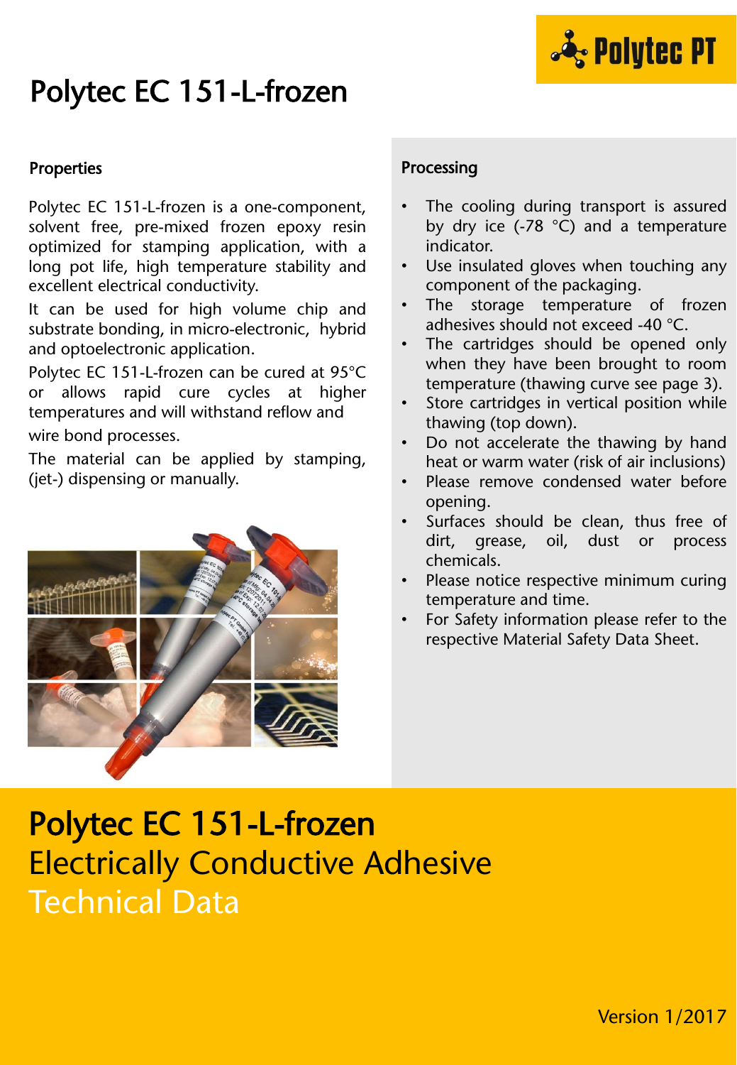# Polytec EC 151-L-frozen

## Properties

Polytec EC 151-L-frozen is a one-component, solvent free, pre-mixed frozen epoxy resin optimized for stamping application, with a long pot life, high temperature stability and excellent electrical conductivity.

It can be used for high volume chip and substrate bonding, in micro-electronic, hybrid and optoelectronic application.

Polytec EC 151-L-frozen can be cured at 95°C or allows rapid cure cycles at higher temperatures and will withstand reflow and wire bond processes.

The material can be applied by stamping, (jet-) dispensing or manually.

## Processing

- The cooling during transport is assured by dry ice (-78 °C) and a temperature indicator.
- Use insulated gloves when touching any component of the packaging.
- The storage temperature of frozen adhesives should not exceed -40 °C.
- The cartridges should be opened only when they have been brought to room temperature (thawing curve see page 3).
- Store cartridges in vertical position while thawing (top down).
- Do not accelerate the thawing by hand heat or warm water (risk of air inclusions)
- Please remove condensed water before opening.
- Surfaces should be clean, thus free of dirt, grease, oil, dust or process chemicals.
- Please notice respective minimum curing temperature and time.
- For Safety information please refer to the respective Material Safety Data Sheet.

# Polytec EC 151-L-frozen

## Electrically Conductive Adhesive

## Technical Data

Version 1/2017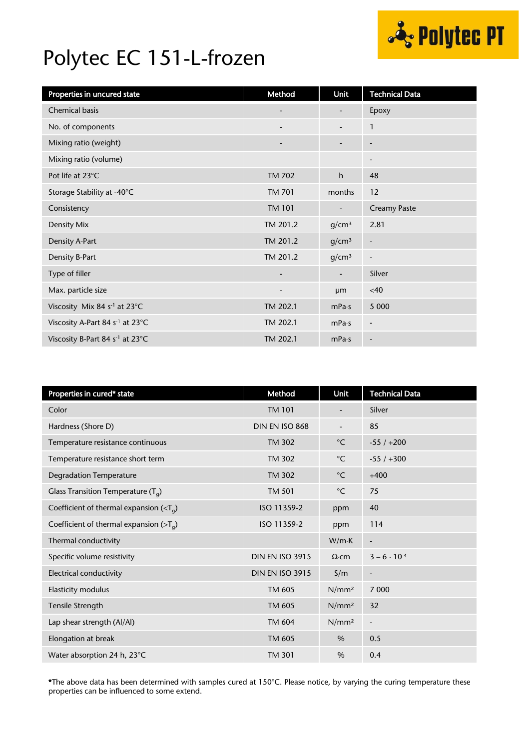# Polytec EC 151-L-frozen

| Properties in uncured state | Method | Unit | Technical Data |
|---|---|---|---|
| Chemical basis | - | - | Epoxy |
| No. of components | - | - | 1 |
| Mixing ratio (weight) | - | - | - |
| Mixing ratio (volume) | | | - |
| Pot life at 23°C | TM 702 | h | 48 |
| Storage Stability at -40°C | TM 701 | months | 12 |
| Consistency | TM 101 | - | Creamy Paste |
| Density Mix | TM 201.2 | g/cm³ | 2.81 |
| Density A-Part | TM 201.2 | g/cm³ | - |
| Density B-Part | TM 201.2 | g/cm³ | - |
| Type of filler | - | - | Silver |
| Max. particle size | - | µm | <40 |
| Viscosity Mix 84 $s^{-1}$ at 23°C | TM 202.1 | mPa·s | 5 000 |
| Viscosity A-Part 84 $s^{-1}$ at 23°C | TM 202.1 | mPa·s | - |
| Viscosity B-Part 84 $s^{-1}$ at 23°C | TM 202.1 | mPa·s | - |

| Properties in cured* state | Method | Unit | Technical Data |
|---|---|---|---|
| Color | TM 101 | - | Silver |
| Hardness (Shore D) | DIN EN ISO 868 | - | 85 |
| Temperature resistance continuous | TM 302 | °C | -55 / +200 |
| Temperature resistance short term | TM 302 | °C | -55 / +300 |
| Degradation Temperature | TM 302 | °C | +400 |
| Glass Transition Temperature ($T_g$) | TM 501 | °C | 75 |
| Coefficient of thermal expansion (<$T_g$) | ISO 11359-2 | ppm | 40 |
| Coefficient of thermal expansion (>$T_g$) | ISO 11359-2 | ppm | 114 |
| Thermal conductivity | | W/m·K | - |
| Specific volume resistivity | DIN EN ISO 3915 | Ω·cm | $3 - 6 \cdot 10^{-4}$ |
| Electrical conductivity | DIN EN ISO 3915 | S/m | - |
| Elasticity modulus | TM 605 | N/mm² | 7 000 |
| Tensile Strength | TM 605 | N/mm² | 32 |
| Lap shear strength (Al/Al) | TM 604 | N/mm² | - |
| Elongation at break | TM 605 | % | 0.5 |
| Water absorption 24 h, 23°C | TM 301 | % | 0.4 |

***The above data has been determined with samples cured at 150°C. Please notice, by varying the curing temperature these properties can be influenced to some extend.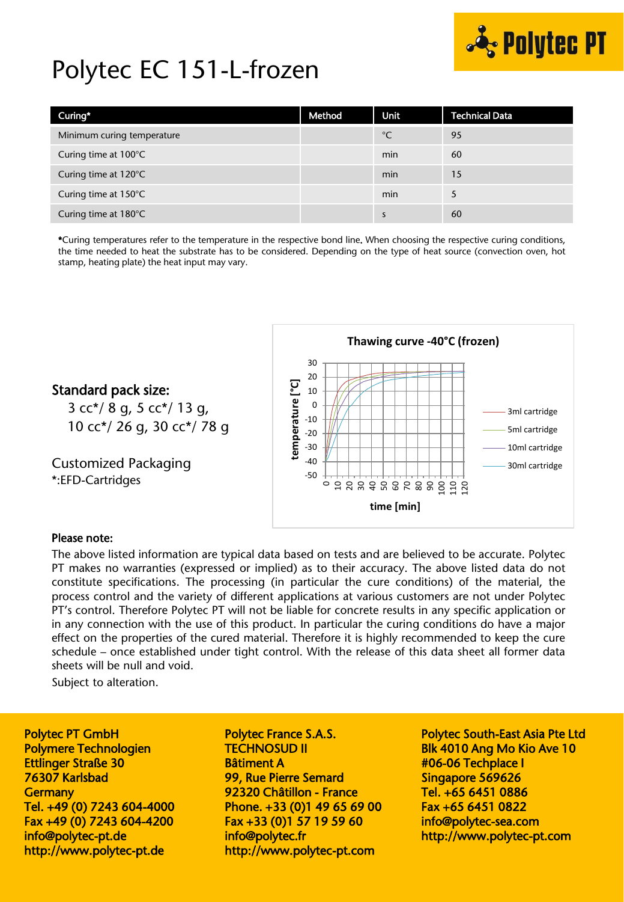# Polytec EC 151-L-frozen

| Curing* | Method | Unit | Technical Data |
|---|---|---|---|
| Minimum curing temperature | | °C | 95 |
| Curing time at 100°C | | min | 60 |
| Curing time at 120°C | | min | 15 |
| Curing time at 150°C | | min | 5 |
| Curing time at 180°C | | s | 60 |

***Curing temperatures refer to the temperature in the respective bond line.** When choosing the respective curing conditions, the time needed to heat the substrate has to be considered. Depending on the type of heat source (convection oven, hot stamp, heating plate) the heat input may vary.

## Standard pack size:

3 cc*/ 8 g, 5 cc*/ 13 g,
10 cc*/ 26 g, 30 cc*/ 78 g

Customized Packaging
*:EFD-Cartridges

Thawing curve -40°C (frozen)

temperature [°C]

30
20
10
0
-10
-20
-30
-40
-50

0 10 20 30 40 50 60 70 80 90 100 110 120

time [min]

3ml cartridge
5ml cartridge
10ml cartridge
30ml cartridge

### Please note:

The above listed information are typical data based on tests and are believed to be accurate. Polytec PT makes no warranties (expressed or implied) as to their accuracy. The above listed data do not constitute specifications. The processing (in particular the cure conditions) of the material, the process control and the variety of different applications at various customers are not under Polytec PT's control. Therefore Polytec PT will not be liable for concrete results in any specific application or in any connection with the use of this product. In particular the curing conditions do have a major effect on the properties of the cured material. Therefore it is highly recommended to keep the cure schedule – once established under tight control. With the release of this data sheet all former data sheets will be null and void.

Subject to alteration.

**Polytec PT GmbH**
**Polymere Technologien**
**Ettlinger Straße 30**
**76307 Karlsbad**
**Germany**
**Tel. +49 (0) 7243 604-4000**
**Fax +49 (0) 7243 604-4200**
**info@polytec-pt.de**
**http://www.polytec-pt.de**

**Polytec France S.A.S.**
**TECHNOSUD II**
**Bâtiment A**
**99, Rue Pierre Semard**
**92320 Châtillon - France**
**Phone. +33 (0)1 49 65 69 00**
**Fax +33 (0)1 57 19 59 60**
**info@polytec.fr**
**http://www.polytec-pt.com**

**Polytec South-East Asia Pte Ltd**
**Blk 4010 Ang Mo Kio Ave 10**
**#06-06 Techplace I**
**Singapore 569626**
**Tel. +65 6451 0886**
**Fax +65 6451 0822**
**info@polytec-sea.com**
**http://www.polytec-pt.com**